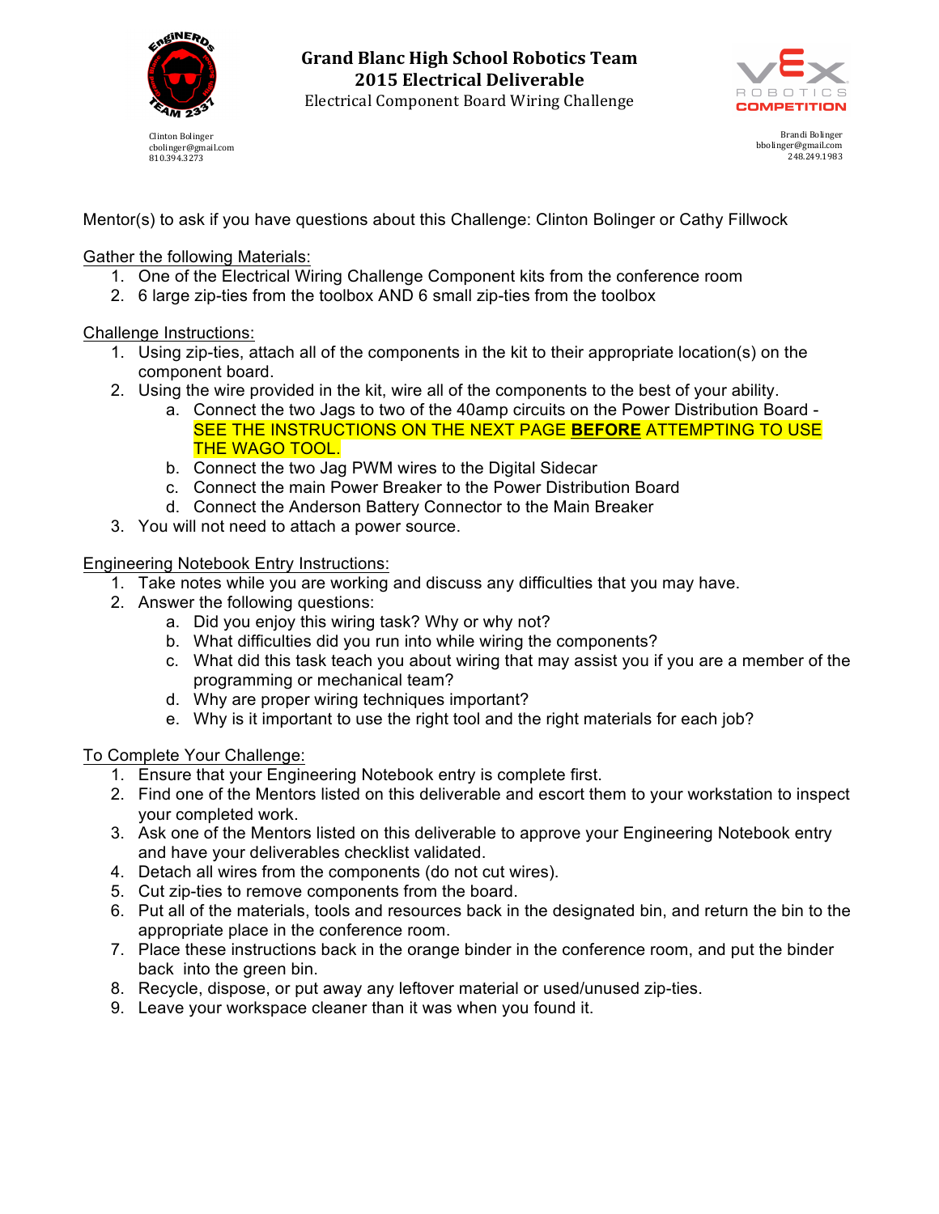Clinton Bolinger
cbolinger@gmail.com
810.394.3273

# Grand Blanc High School Robotics Team
## 2015 Electrical Deliverable
Electrical Component Board Wiring Challenge

Brandi Bolinger
bbolinger@gmail.com
248.249.1983

Mentor(s) to ask if you have questions about this Challenge: Clinton Bolinger or Cathy Fillwock

Gather the following Materials:

1. One of the Electrical Wiring Challenge Component kits from the conference room
2. 6 large zip-ties from the toolbox AND 6 small zip-ties from the toolbox

Challenge Instructions:

1. Using zip-ties, attach all of the components in the kit to their appropriate location(s) on the component board.
2. Using the wire provided in the kit, wire all of the components to the best of your ability.
   a. Connect the two Jags to two of the 40amp circuits on the Power Distribution Board - SEE THE INSTRUCTIONS ON THE NEXT PAGE **BEFORE** ATTEMPTING TO USE THE WAGO TOOL.
   b. Connect the two Jag PWM wires to the Digital Sidecar
   c. Connect the main Power Breaker to the Power Distribution Board
   d. Connect the Anderson Battery Connector to the Main Breaker
3. You will not need to attach a power source.

Engineering Notebook Entry Instructions:

1. Take notes while you are working and discuss any difficulties that you may have.
2. Answer the following questions:
   a. Did you enjoy this wiring task? Why or why not?
   b. What difficulties did you run into while wiring the components?
   c. What did this task teach you about wiring that may assist you if you are a member of the programming or mechanical team?
   d. Why are proper wiring techniques important?
   e. Why is it important to use the right tool and the right materials for each job?

To Complete Your Challenge:

1. Ensure that your Engineering Notebook entry is complete first.
2. Find one of the Mentors listed on this deliverable and escort them to your workstation to inspect your completed work.
3. Ask one of the Mentors listed on this deliverable to approve your Engineering Notebook entry and have your deliverables checklist validated.
4. Detach all wires from the components (do not cut wires).
5. Cut zip-ties to remove components from the board.
6. Put all of the materials, tools and resources back in the designated bin, and return the bin to the appropriate place in the conference room.
7. Place these instructions back in the orange binder in the conference room, and put the binder back into the green bin.
8. Recycle, dispose, or put away any leftover material or used/unused zip-ties.
9. Leave your workspace cleaner than it was when you found it.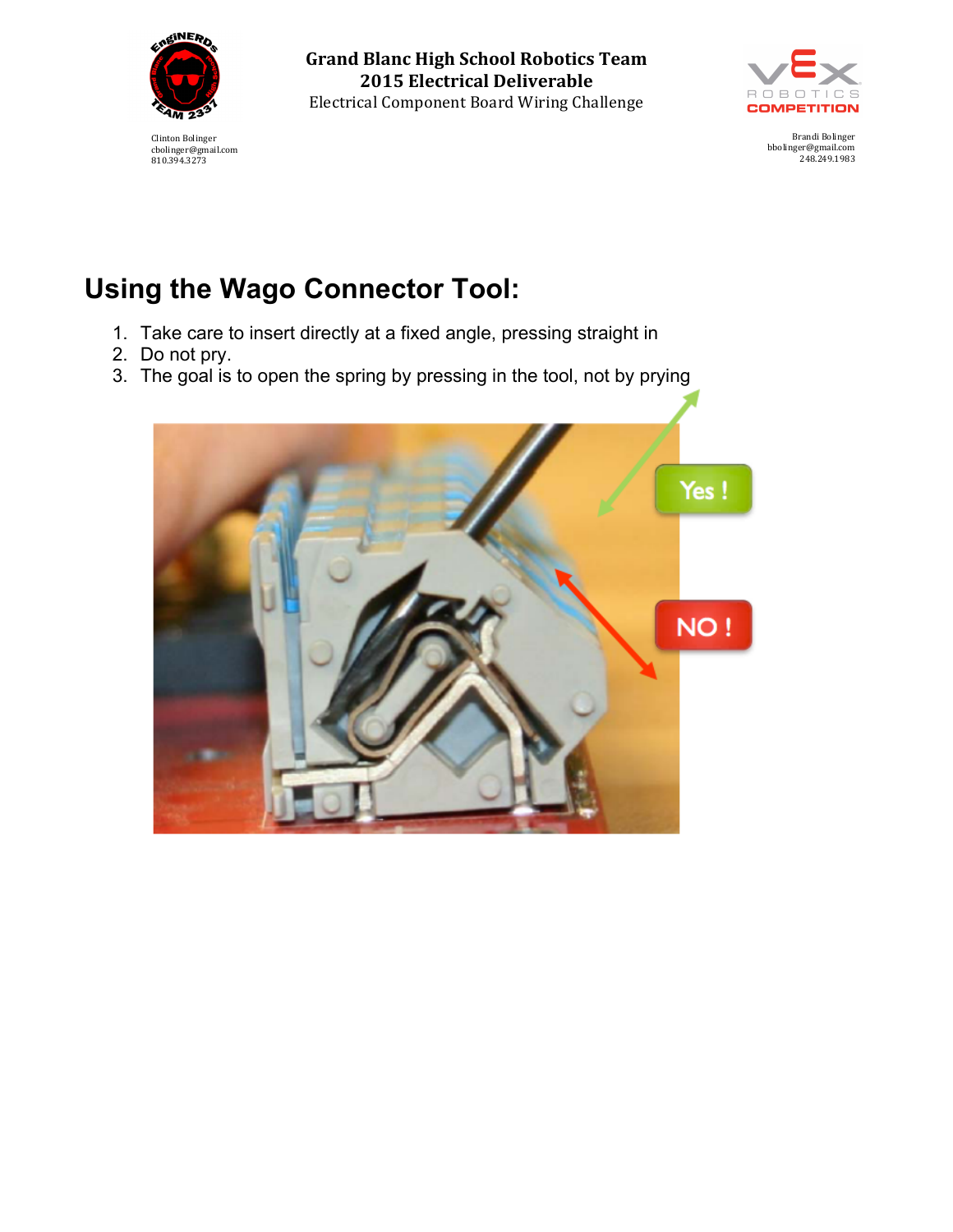# Using the Wago Connector Tool:

1. Take care to insert directly at a fixed angle, pressing straight in
2. Do not pry.
3. The goal is to open the spring by pressing in the tool, not by prying

Yes !

NO !